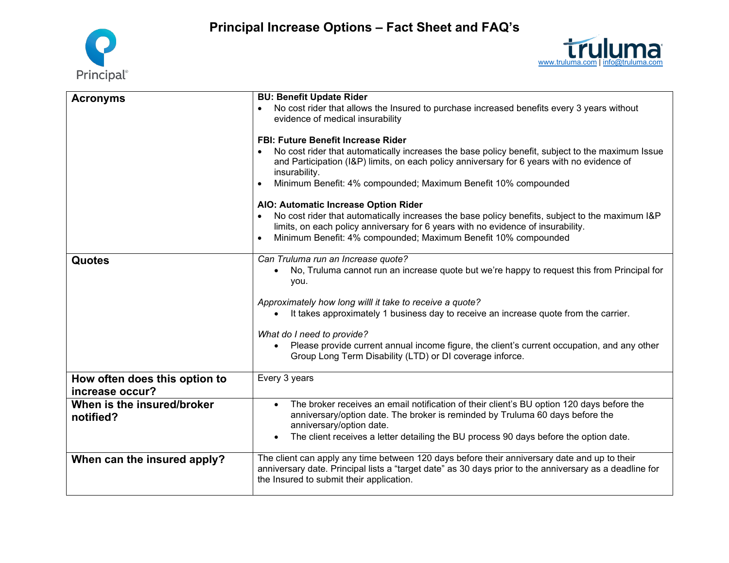# Principal Increase Options – Fact Sheet and FAQ's

Principal®

truluma
www.truluma.com | info@truluma.com

| | |
|---|---|
| **Acronyms** | **BU: Benefit Update Rider**<br>• No cost rider that allows the Insured to purchase increased benefits every 3 years without evidence of medical insurability<br><br>**FBI: Future Benefit Increase Rider**<br>• No cost rider that automatically increases the base policy benefit, subject to the maximum Issue and Participation (I&P) limits, on each policy anniversary for 6 years with no evidence of insurability.<br>• Minimum Benefit: 4% compounded; Maximum Benefit 10% compounded<br><br>**AIO: Automatic Increase Option Rider**<br>• No cost rider that automatically increases the base policy benefits, subject to the maximum I&P limits, on each policy anniversary for 6 years with no evidence of insurability.<br>• Minimum Benefit: 4% compounded; Maximum Benefit 10% compounded |
| **Quotes** | *Can Truluma run an Increase quote?*<br>• No, Truluma cannot run an increase quote but we're happy to request this from Principal for you.<br><br>*Approximately how long willl it take to receive a quote?*<br>• It takes approximately 1 business day to receive an increase quote from the carrier.<br><br>*What do I need to provide?*<br>• Please provide current annual income figure, the client's current occupation, and any other Group Long Term Disability (LTD) or DI coverage inforce. |
| **How often does this option to increase occur?** | Every 3 years |
| **When is the insured/broker notified?** | • The broker receives an email notification of their client's BU option 120 days before the anniversary/option date. The broker is reminded by Truluma 60 days before the anniversary/option date.<br>• The client receives a letter detailing the BU process 90 days before the option date. |
| **When can the insured apply?** | The client can apply any time between 120 days before their anniversary date and up to their anniversary date. Principal lists a "target date" as 30 days prior to the anniversary as a deadline for the Insured to submit their application. |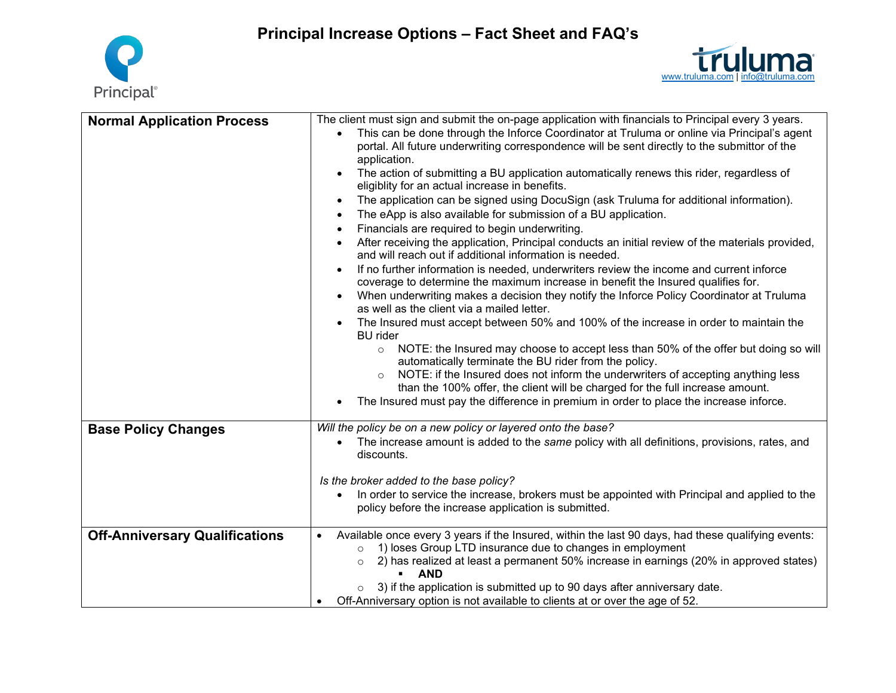# Principal Increase Options – Fact Sheet and FAQ's

Principal®

truluma
www.truluma.com | info@truluma.com

| | |
|---|---|
| **Normal Application Process** | The client must sign and submit the on-page application with financials to Principal every 3 years.<br>• This can be done through the Inforce Coordinator at Truluma or online via Principal's agent portal. All future underwriting correspondence will be sent directly to the submittor of the application.<br>• The action of submitting a BU application automatically renews this rider, regardless of eligiblity for an actual increase in benefits.<br>• The application can be signed using DocuSign (ask Truluma for additional information).<br>• The eApp is also available for submission of a BU application.<br>• Financials are required to begin underwriting.<br>• After receiving the application, Principal conducts an initial review of the materials provided, and will reach out if additional information is needed.<br>• If no further information is needed, underwriters review the income and current inforce coverage to determine the maximum increase in benefit the Insured qualifies for.<br>• When underwriting makes a decision they notify the Inforce Policy Coordinator at Truluma as well as the client via a mailed letter.<br>• The Insured must accept between 50% and 100% of the increase in order to maintain the BU rider<br>  ○ NOTE: the Insured may choose to accept less than 50% of the offer but doing so will automatically terminate the BU rider from the policy.<br>  ○ NOTE: if the Insured does not inform the underwriters of accepting anything less than the 100% offer, the client will be charged for the full increase amount.<br>• The Insured must pay the difference in premium in order to place the increase inforce. |
| **Base Policy Changes** | *Will the policy be on a new policy or layered onto the base?*<br>• The increase amount is added to the *same* policy with all definitions, provisions, rates, and discounts.<br><br>*Is the broker added to the base policy?*<br>• In order to service the increase, brokers must be appointed with Principal and applied to the policy before the increase application is submitted. |
| **Off-Anniversary Qualifications** | • Available once every 3 years if the Insured, within the last 90 days, had these qualifying events:<br>  ○ 1) loses Group LTD insurance due to changes in employment<br>  ○ 2) has realized at least a permanent 50% increase in earnings (20% in approved states)<br>    ▪ **AND**<br>  ○ 3) if the application is submitted up to 90 days after anniversary date.<br>• Off-Anniversary option is not available to clients at or over the age of 52. |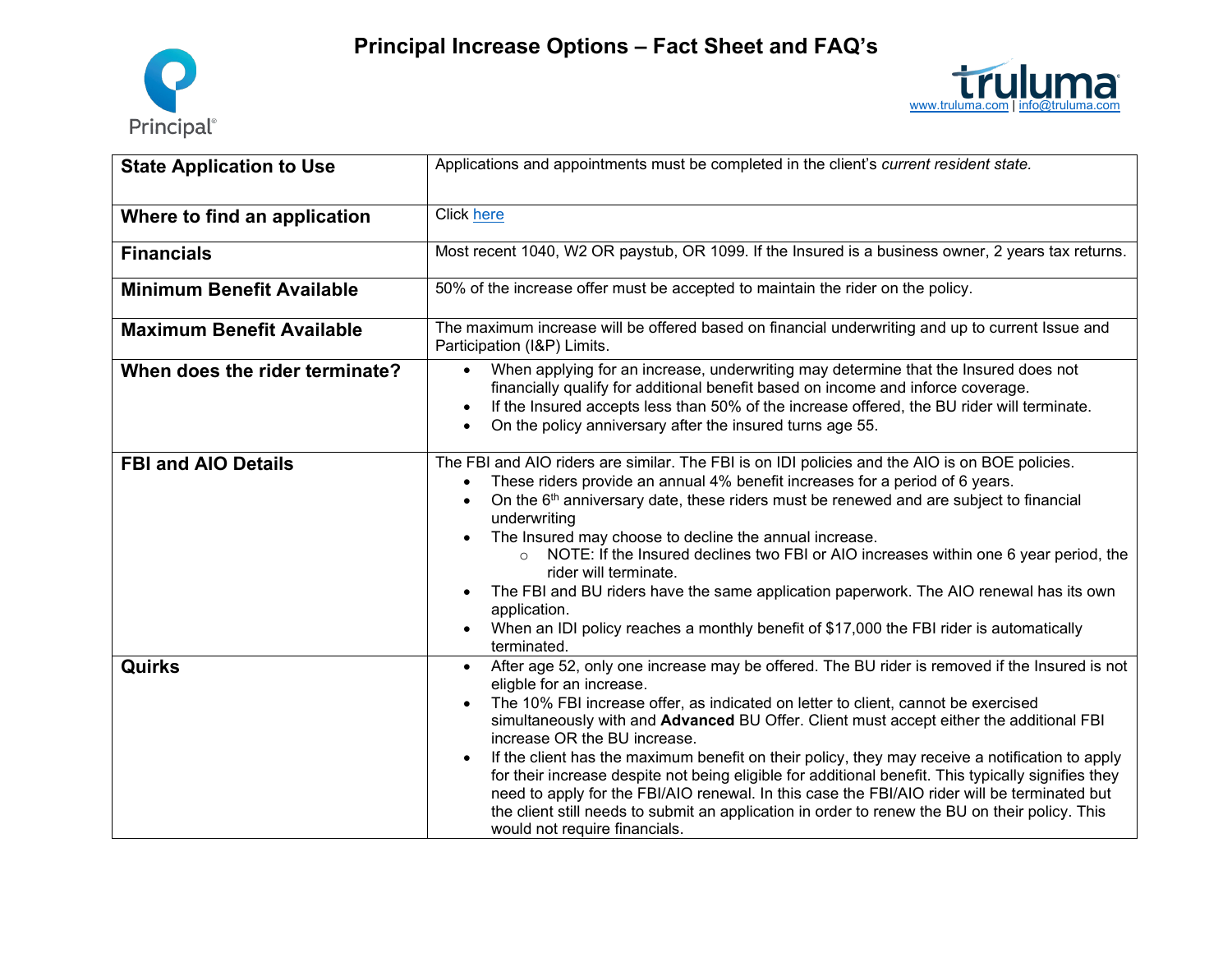# Principal Increase Options – Fact Sheet and FAQ's

Principal®

truluma
www.truluma.com | info@truluma.com

| | |
|---|---|
| **State Application to Use** | Applications and appointments must be completed in the client's *current resident state.* |
| **Where to find an application** | Click here |
| **Financials** | Most recent 1040, W2 OR paystub, OR 1099. If the Insured is a business owner, 2 years tax returns. |
| **Minimum Benefit Available** | 50% of the increase offer must be accepted to maintain the rider on the policy. |
| **Maximum Benefit Available** | The maximum increase will be offered based on financial underwriting and up to current Issue and Participation (I&P) Limits. |
| **When does the rider terminate?** | • When applying for an increase, underwriting may determine that the Insured does not financially qualify for additional benefit based on income and inforce coverage.<br>• If the Insured accepts less than 50% of the increase offered, the BU rider will terminate.<br>• On the policy anniversary after the insured turns age 55. |
| **FBI and AIO Details** | The FBI and AIO riders are similar. The FBI is on IDI policies and the AIO is on BOE policies.<br>• These riders provide an annual 4% benefit increases for a period of 6 years.<br>• On the 6th anniversary date, these riders must be renewed and are subject to financial underwriting<br>• The Insured may choose to decline the annual increase.<br>&nbsp;&nbsp;&nbsp;&nbsp;○ NOTE: If the Insured declines two FBI or AIO increases within one 6 year period, the rider will terminate.<br>• The FBI and BU riders have the same application paperwork. The AIO renewal has its own application.<br>• When an IDI policy reaches a monthly benefit of $17,000 the FBI rider is automatically terminated. |
| **Quirks** | • After age 52, only one increase may be offered. The BU rider is removed if the Insured is not elgible for an increase.<br>• The 10% FBI increase offer, as indicated on letter to client, cannot be exercised simultaneously with and **Advanced** BU Offer. Client must accept either the additional FBI increase OR the BU increase.<br>• If the client has the maximum benefit on their policy, they may receive a notification to apply for their increase despite not being eligible for additional benefit. This typically signifies they need to apply for the FBI/AIO renewal. In this case the FBI/AIO rider will be terminated but the client still needs to submit an application in order to renew the BU on their policy. This would not require financials. |